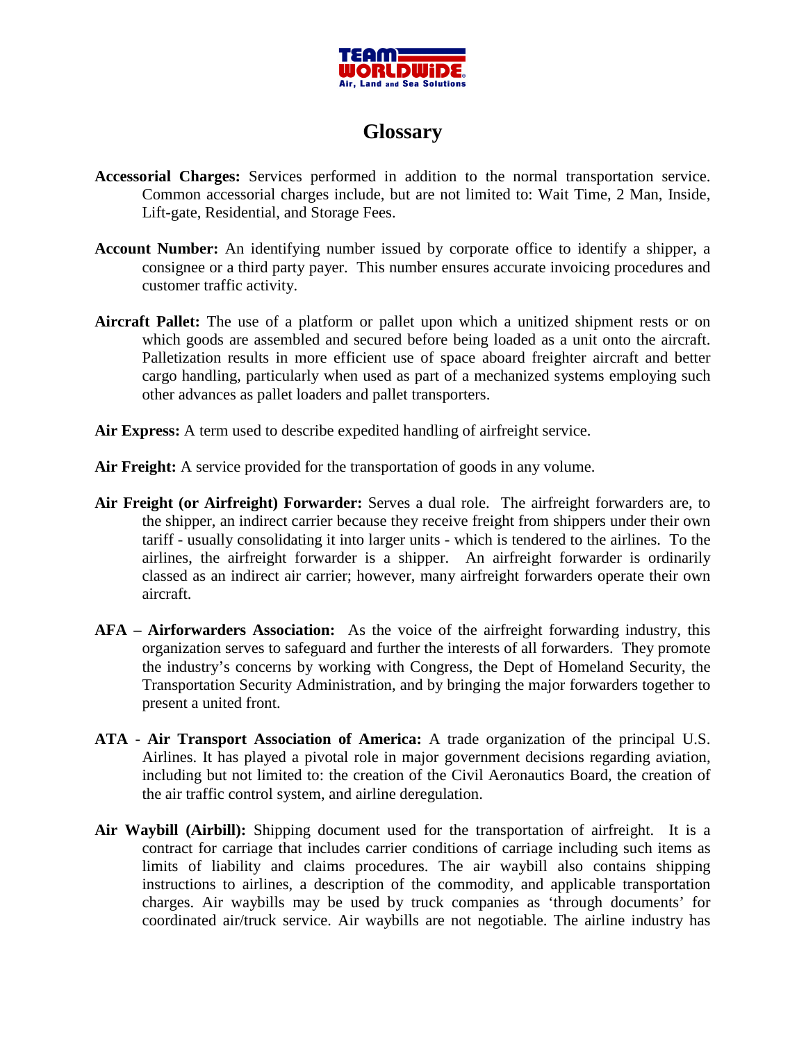# Glossary

**Accessorial Charges:** Services performed in addition to the normal transportation service. Common accessorial charges include, but are not limited to: Wait Time, 2 Man, Inside, Lift-gate, Residential, and Storage Fees.

**Account Number:** An identifying number issued by corporate office to identify a shipper, a consignee or a third party payer. This number ensures accurate invoicing procedures and customer traffic activity.

**Aircraft Pallet:** The use of a platform or pallet upon which a unitized shipment rests or on which goods are assembled and secured before being loaded as a unit onto the aircraft. Palletization results in more efficient use of space aboard freighter aircraft and better cargo handling, particularly when used as part of a mechanized systems employing such other advances as pallet loaders and pallet transporters.

**Air Express:** A term used to describe expedited handling of airfreight service.

**Air Freight:** A service provided for the transportation of goods in any volume.

**Air Freight (or Airfreight) Forwarder:** Serves a dual role. The airfreight forwarders are, to the shipper, an indirect carrier because they receive freight from shippers under their own tariff - usually consolidating it into larger units - which is tendered to the airlines. To the airlines, the airfreight forwarder is a shipper. An airfreight forwarder is ordinarily classed as an indirect air carrier; however, many airfreight forwarders operate their own aircraft.

**AFA – Airforwarders Association:** As the voice of the airfreight forwarding industry, this organization serves to safeguard and further the interests of all forwarders. They promote the industry's concerns by working with Congress, the Dept of Homeland Security, the Transportation Security Administration, and by bringing the major forwarders together to present a united front.

**ATA - Air Transport Association of America:** A trade organization of the principal U.S. Airlines. It has played a pivotal role in major government decisions regarding aviation, including but not limited to: the creation of the Civil Aeronautics Board, the creation of the air traffic control system, and airline deregulation.

**Air Waybill (Airbill):** Shipping document used for the transportation of airfreight. It is a contract for carriage that includes carrier conditions of carriage including such items as limits of liability and claims procedures. The air waybill also contains shipping instructions to airlines, a description of the commodity, and applicable transportation charges. Air waybills may be used by truck companies as 'through documents' for coordinated air/truck service. Air waybills are not negotiable. The airline industry has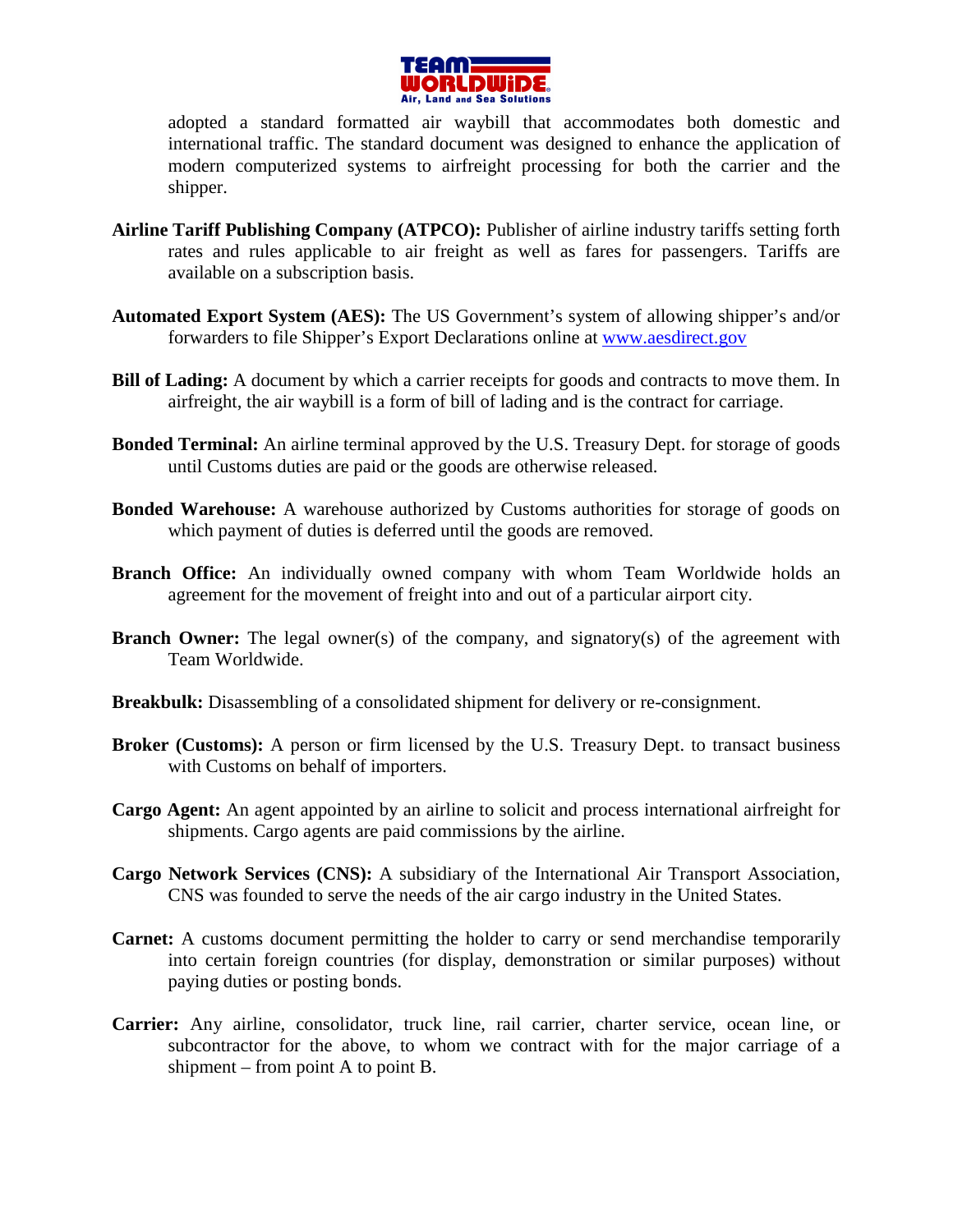adopted a standard formatted air waybill that accommodates both domestic and international traffic. The standard document was designed to enhance the application of modern computerized systems to airfreight processing for both the carrier and the shipper.

**Airline Tariff Publishing Company (ATPCO):** Publisher of airline industry tariffs setting forth rates and rules applicable to air freight as well as fares for passengers. Tariffs are available on a subscription basis.

**Automated Export System (AES):** The US Government's system of allowing shipper's and/or forwarders to file Shipper's Export Declarations online at [www.aesdirect.gov](http://www.aesdirect.gov)

**Bill of Lading:** A document by which a carrier receipts for goods and contracts to move them. In airfreight, the air waybill is a form of bill of lading and is the contract for carriage.

**Bonded Terminal:** An airline terminal approved by the U.S. Treasury Dept. for storage of goods until Customs duties are paid or the goods are otherwise released.

**Bonded Warehouse:** A warehouse authorized by Customs authorities for storage of goods on which payment of duties is deferred until the goods are removed.

**Branch Office:** An individually owned company with whom Team Worldwide holds an agreement for the movement of freight into and out of a particular airport city.

**Branch Owner:** The legal owner(s) of the company, and signatory(s) of the agreement with Team Worldwide.

**Breakbulk:** Disassembling of a consolidated shipment for delivery or re-consignment.

**Broker (Customs):** A person or firm licensed by the U.S. Treasury Dept. to transact business with Customs on behalf of importers.

**Cargo Agent:** An agent appointed by an airline to solicit and process international airfreight for shipments. Cargo agents are paid commissions by the airline.

**Cargo Network Services (CNS):** A subsidiary of the International Air Transport Association, CNS was founded to serve the needs of the air cargo industry in the United States.

**Carnet:** A customs document permitting the holder to carry or send merchandise temporarily into certain foreign countries (for display, demonstration or similar purposes) without paying duties or posting bonds.

**Carrier:** Any airline, consolidator, truck line, rail carrier, charter service, ocean line, or subcontractor for the above, to whom we contract with for the major carriage of a shipment – from point A to point B.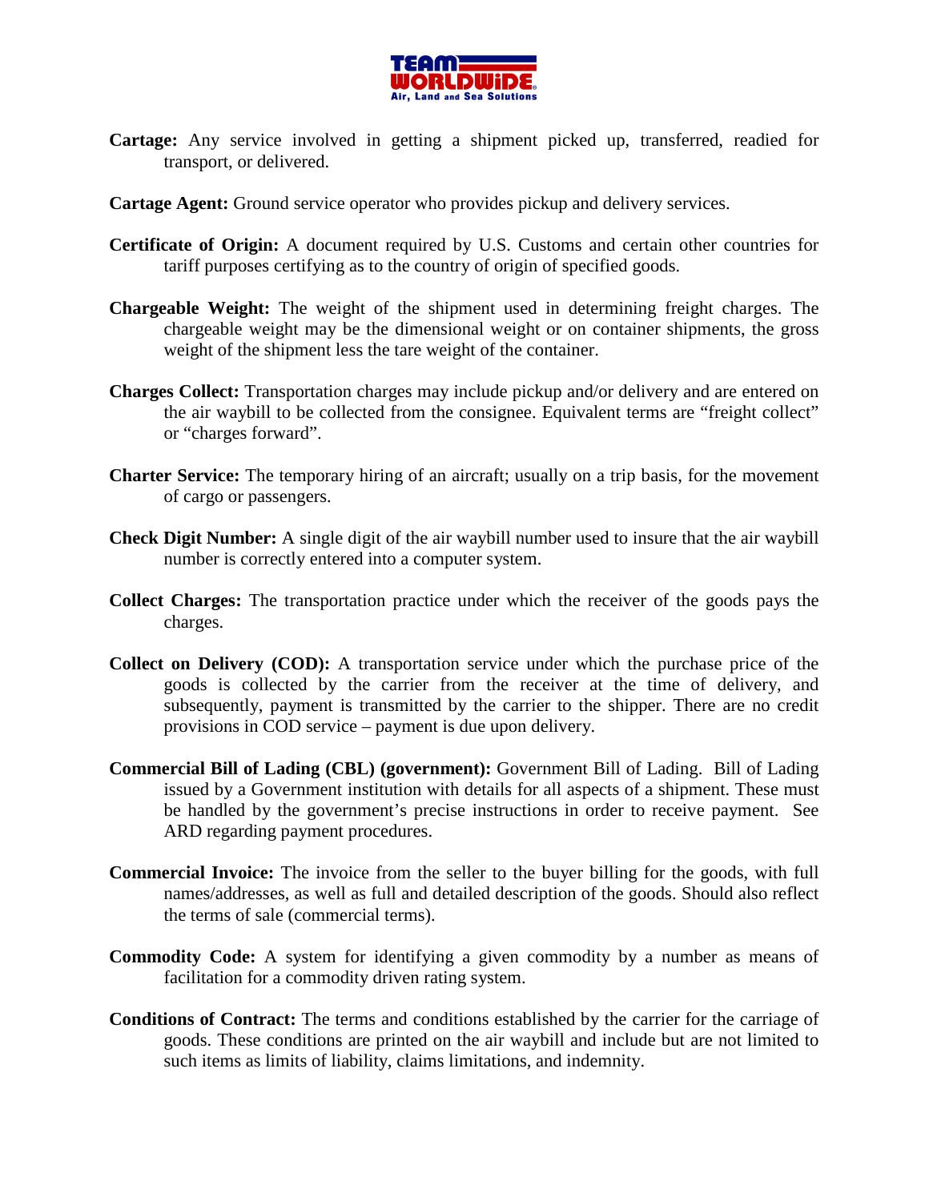**Cartage:** Any service involved in getting a shipment picked up, transferred, readied for transport, or delivered.

**Cartage Agent:** Ground service operator who provides pickup and delivery services.

**Certificate of Origin:** A document required by U.S. Customs and certain other countries for tariff purposes certifying as to the country of origin of specified goods.

**Chargeable Weight:** The weight of the shipment used in determining freight charges. The chargeable weight may be the dimensional weight or on container shipments, the gross weight of the shipment less the tare weight of the container.

**Charges Collect:** Transportation charges may include pickup and/or delivery and are entered on the air waybill to be collected from the consignee. Equivalent terms are "freight collect" or "charges forward".

**Charter Service:** The temporary hiring of an aircraft; usually on a trip basis, for the movement of cargo or passengers.

**Check Digit Number:** A single digit of the air waybill number used to insure that the air waybill number is correctly entered into a computer system.

**Collect Charges:** The transportation practice under which the receiver of the goods pays the charges.

**Collect on Delivery (COD):** A transportation service under which the purchase price of the goods is collected by the carrier from the receiver at the time of delivery, and subsequently, payment is transmitted by the carrier to the shipper. There are no credit provisions in COD service – payment is due upon delivery.

**Commercial Bill of Lading (CBL) (government):** Government Bill of Lading. Bill of Lading issued by a Government institution with details for all aspects of a shipment. These must be handled by the government's precise instructions in order to receive payment. See ARD regarding payment procedures.

**Commercial Invoice:** The invoice from the seller to the buyer billing for the goods, with full names/addresses, as well as full and detailed description of the goods. Should also reflect the terms of sale (commercial terms).

**Commodity Code:** A system for identifying a given commodity by a number as means of facilitation for a commodity driven rating system.

**Conditions of Contract:** The terms and conditions established by the carrier for the carriage of goods. These conditions are printed on the air waybill and include but are not limited to such items as limits of liability, claims limitations, and indemnity.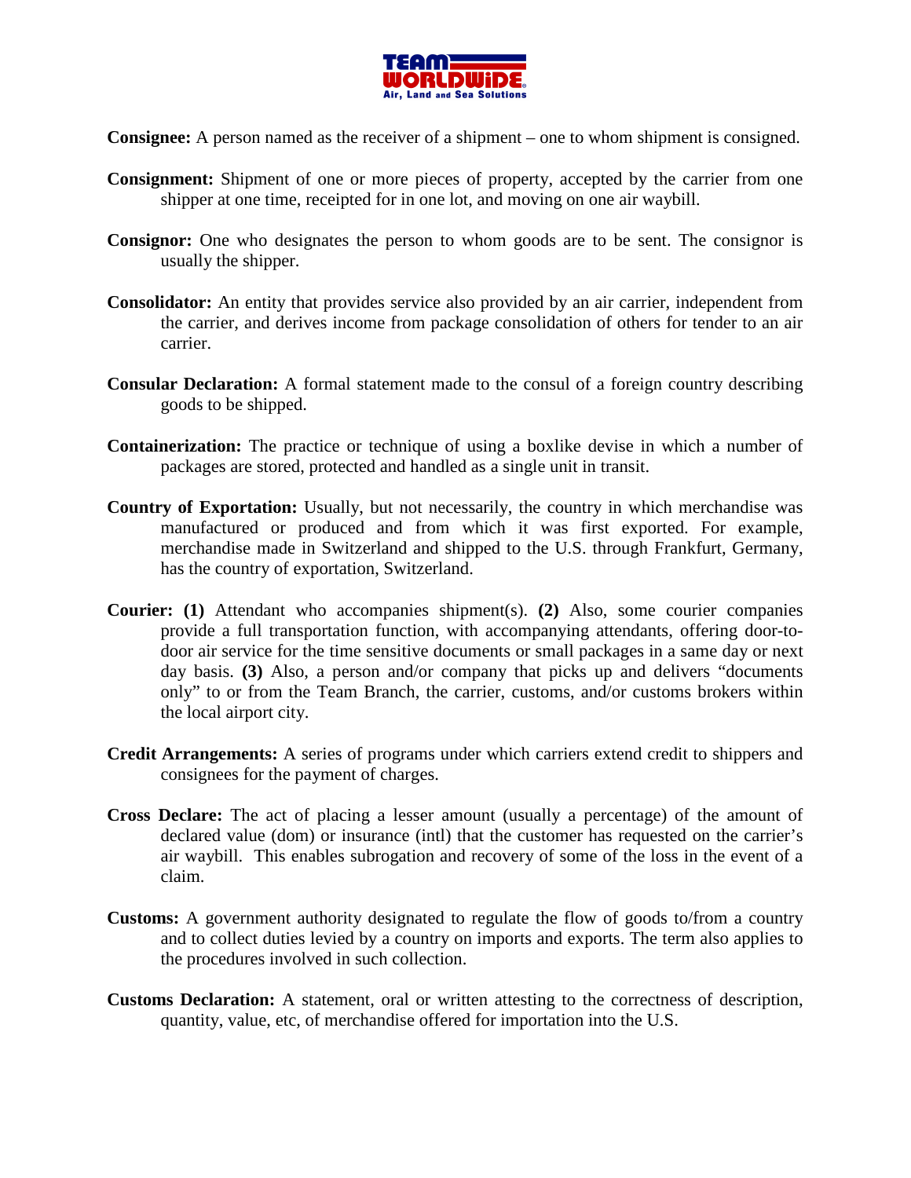**Consignee:** A person named as the receiver of a shipment – one to whom shipment is consigned.

**Consignment:** Shipment of one or more pieces of property, accepted by the carrier from one shipper at one time, receipted for in one lot, and moving on one air waybill.

**Consignor:** One who designates the person to whom goods are to be sent. The consignor is usually the shipper.

**Consolidator:** An entity that provides service also provided by an air carrier, independent from the carrier, and derives income from package consolidation of others for tender to an air carrier.

**Consular Declaration:** A formal statement made to the consul of a foreign country describing goods to be shipped.

**Containerization:** The practice or technique of using a boxlike devise in which a number of packages are stored, protected and handled as a single unit in transit.

**Country of Exportation:** Usually, but not necessarily, the country in which merchandise was manufactured or produced and from which it was first exported. For example, merchandise made in Switzerland and shipped to the U.S. through Frankfurt, Germany, has the country of exportation, Switzerland.

**Courier:** **(1)** Attendant who accompanies shipment(s). **(2)** Also, some courier companies provide a full transportation function, with accompanying attendants, offering door-to-door air service for the time sensitive documents or small packages in a same day or next day basis. **(3)** Also, a person and/or company that picks up and delivers "documents only" to or from the Team Branch, the carrier, customs, and/or customs brokers within the local airport city.

**Credit Arrangements:** A series of programs under which carriers extend credit to shippers and consignees for the payment of charges.

**Cross Declare:** The act of placing a lesser amount (usually a percentage) of the amount of declared value (dom) or insurance (intl) that the customer has requested on the carrier's air waybill. This enables subrogation and recovery of some of the loss in the event of a claim.

**Customs:** A government authority designated to regulate the flow of goods to/from a country and to collect duties levied by a country on imports and exports. The term also applies to the procedures involved in such collection.

**Customs Declaration:** A statement, oral or written attesting to the correctness of description, quantity, value, etc, of merchandise offered for importation into the U.S.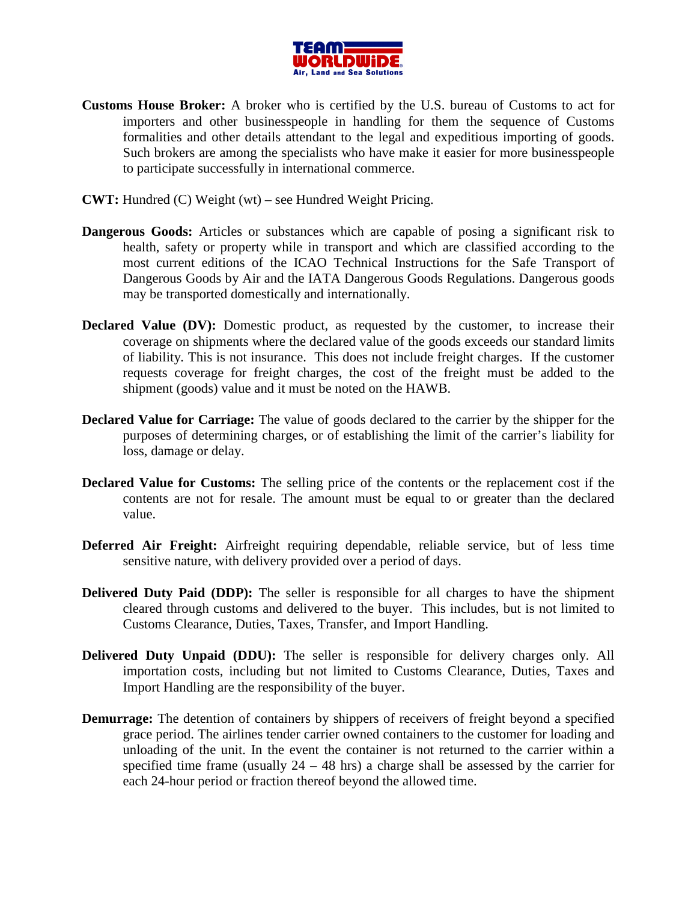**Customs House Broker:** A broker who is certified by the U.S. bureau of Customs to act for importers and other businesspeople in handling for them the sequence of Customs formalities and other details attendant to the legal and expeditious importing of goods. Such brokers are among the specialists who have make it easier for more businesspeople to participate successfully in international commerce.

**CWT:** Hundred (C) Weight (wt) – see Hundred Weight Pricing.

**Dangerous Goods:** Articles or substances which are capable of posing a significant risk to health, safety or property while in transport and which are classified according to the most current editions of the ICAO Technical Instructions for the Safe Transport of Dangerous Goods by Air and the IATA Dangerous Goods Regulations. Dangerous goods may be transported domestically and internationally.

**Declared Value (DV):** Domestic product, as requested by the customer, to increase their coverage on shipments where the declared value of the goods exceeds our standard limits of liability. This is not insurance. This does not include freight charges. If the customer requests coverage for freight charges, the cost of the freight must be added to the shipment (goods) value and it must be noted on the HAWB.

**Declared Value for Carriage:** The value of goods declared to the carrier by the shipper for the purposes of determining charges, or of establishing the limit of the carrier's liability for loss, damage or delay.

**Declared Value for Customs:** The selling price of the contents or the replacement cost if the contents are not for resale. The amount must be equal to or greater than the declared value.

**Deferred Air Freight:** Airfreight requiring dependable, reliable service, but of less time sensitive nature, with delivery provided over a period of days.

**Delivered Duty Paid (DDP):** The seller is responsible for all charges to have the shipment cleared through customs and delivered to the buyer. This includes, but is not limited to Customs Clearance, Duties, Taxes, Transfer, and Import Handling.

**Delivered Duty Unpaid (DDU):** The seller is responsible for delivery charges only. All importation costs, including but not limited to Customs Clearance, Duties, Taxes and Import Handling are the responsibility of the buyer.

**Demurrage:** The detention of containers by shippers of receivers of freight beyond a specified grace period. The airlines tender carrier owned containers to the customer for loading and unloading of the unit. In the event the container is not returned to the carrier within a specified time frame (usually 24 – 48 hrs) a charge shall be assessed by the carrier for each 24-hour period or fraction thereof beyond the allowed time.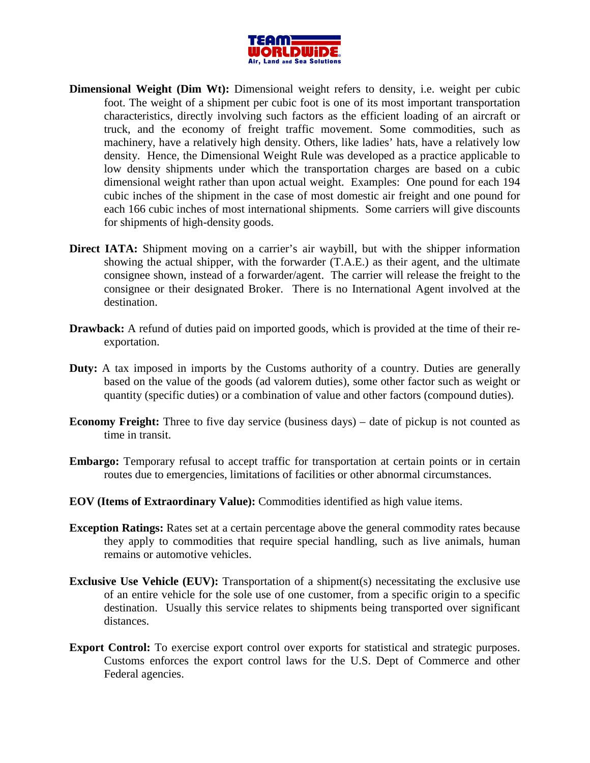**Dimensional Weight (Dim Wt):** Dimensional weight refers to density, i.e. weight per cubic foot. The weight of a shipment per cubic foot is one of its most important transportation characteristics, directly involving such factors as the efficient loading of an aircraft or truck, and the economy of freight traffic movement. Some commodities, such as machinery, have a relatively high density. Others, like ladies' hats, have a relatively low density. Hence, the Dimensional Weight Rule was developed as a practice applicable to low density shipments under which the transportation charges are based on a cubic dimensional weight rather than upon actual weight. Examples: One pound for each 194 cubic inches of the shipment in the case of most domestic air freight and one pound for each 166 cubic inches of most international shipments. Some carriers will give discounts for shipments of high-density goods.

**Direct IATA:** Shipment moving on a carrier's air waybill, but with the shipper information showing the actual shipper, with the forwarder (T.A.E.) as their agent, and the ultimate consignee shown, instead of a forwarder/agent. The carrier will release the freight to the consignee or their designated Broker. There is no International Agent involved at the destination.

**Drawback:** A refund of duties paid on imported goods, which is provided at the time of their re-exportation.

**Duty:** A tax imposed in imports by the Customs authority of a country. Duties are generally based on the value of the goods (ad valorem duties), some other factor such as weight or quantity (specific duties) or a combination of value and other factors (compound duties).

**Economy Freight:** Three to five day service (business days) – date of pickup is not counted as time in transit.

**Embargo:** Temporary refusal to accept traffic for transportation at certain points or in certain routes due to emergencies, limitations of facilities or other abnormal circumstances.

**EOV (Items of Extraordinary Value):** Commodities identified as high value items.

**Exception Ratings:** Rates set at a certain percentage above the general commodity rates because they apply to commodities that require special handling, such as live animals, human remains or automotive vehicles.

**Exclusive Use Vehicle (EUV):** Transportation of a shipment(s) necessitating the exclusive use of an entire vehicle for the sole use of one customer, from a specific origin to a specific destination. Usually this service relates to shipments being transported over significant distances.

**Export Control:** To exercise export control over exports for statistical and strategic purposes. Customs enforces the export control laws for the U.S. Dept of Commerce and other Federal agencies.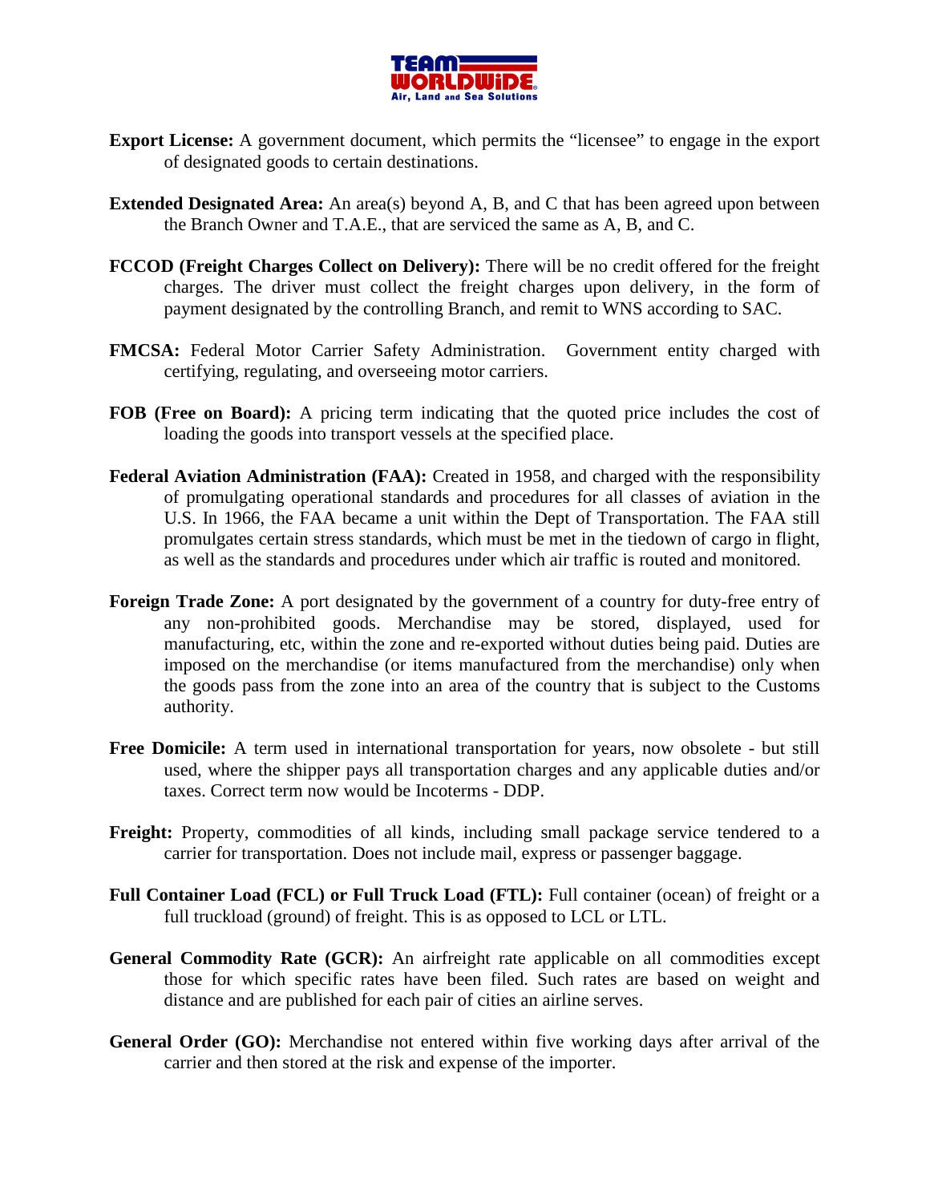**Export License:** A government document, which permits the "licensee" to engage in the export of designated goods to certain destinations.

**Extended Designated Area:** An area(s) beyond A, B, and C that has been agreed upon between the Branch Owner and T.A.E., that are serviced the same as A, B, and C.

**FCCOD (Freight Charges Collect on Delivery):** There will be no credit offered for the freight charges. The driver must collect the freight charges upon delivery, in the form of payment designated by the controlling Branch, and remit to WNS according to SAC.

**FMCSA:** Federal Motor Carrier Safety Administration. Government entity charged with certifying, regulating, and overseeing motor carriers.

**FOB (Free on Board):** A pricing term indicating that the quoted price includes the cost of loading the goods into transport vessels at the specified place.

**Federal Aviation Administration (FAA):** Created in 1958, and charged with the responsibility of promulgating operational standards and procedures for all classes of aviation in the U.S. In 1966, the FAA became a unit within the Dept of Transportation. The FAA still promulgates certain stress standards, which must be met in the tiedown of cargo in flight, as well as the standards and procedures under which air traffic is routed and monitored.

**Foreign Trade Zone:** A port designated by the government of a country for duty-free entry of any non-prohibited goods. Merchandise may be stored, displayed, used for manufacturing, etc, within the zone and re-exported without duties being paid. Duties are imposed on the merchandise (or items manufactured from the merchandise) only when the goods pass from the zone into an area of the country that is subject to the Customs authority.

**Free Domicile:** A term used in international transportation for years, now obsolete - but still used, where the shipper pays all transportation charges and any applicable duties and/or taxes. Correct term now would be Incoterms - DDP.

**Freight:** Property, commodities of all kinds, including small package service tendered to a carrier for transportation. Does not include mail, express or passenger baggage.

**Full Container Load (FCL) or Full Truck Load (FTL):** Full container (ocean) of freight or a full truckload (ground) of freight. This is as opposed to LCL or LTL.

**General Commodity Rate (GCR):** An airfreight rate applicable on all commodities except those for which specific rates have been filed. Such rates are based on weight and distance and are published for each pair of cities an airline serves.

**General Order (GO):** Merchandise not entered within five working days after arrival of the carrier and then stored at the risk and expense of the importer.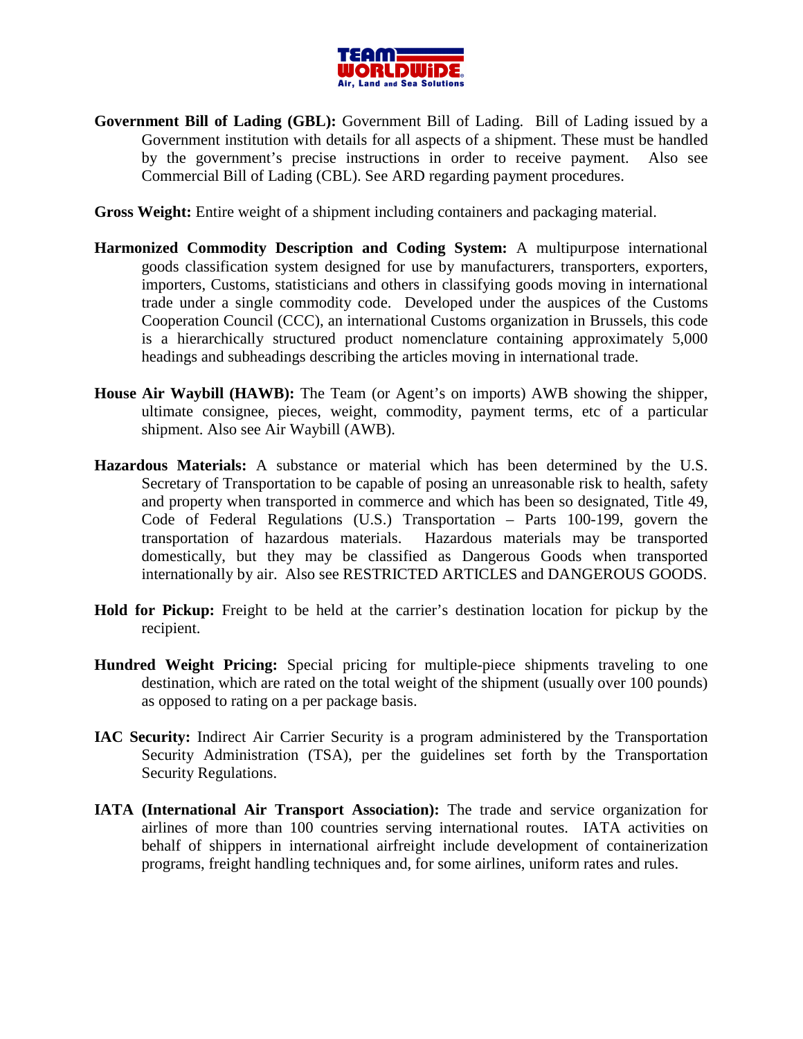**Government Bill of Lading (GBL):** Government Bill of Lading. Bill of Lading issued by a Government institution with details for all aspects of a shipment. These must be handled by the government's precise instructions in order to receive payment. Also see Commercial Bill of Lading (CBL). See ARD regarding payment procedures.

**Gross Weight:** Entire weight of a shipment including containers and packaging material.

**Harmonized Commodity Description and Coding System:** A multipurpose international goods classification system designed for use by manufacturers, transporters, exporters, importers, Customs, statisticians and others in classifying goods moving in international trade under a single commodity code. Developed under the auspices of the Customs Cooperation Council (CCC), an international Customs organization in Brussels, this code is a hierarchically structured product nomenclature containing approximately 5,000 headings and subheadings describing the articles moving in international trade.

**House Air Waybill (HAWB):** The Team (or Agent's on imports) AWB showing the shipper, ultimate consignee, pieces, weight, commodity, payment terms, etc of a particular shipment. Also see Air Waybill (AWB).

**Hazardous Materials:** A substance or material which has been determined by the U.S. Secretary of Transportation to be capable of posing an unreasonable risk to health, safety and property when transported in commerce and which has been so designated, Title 49, Code of Federal Regulations (U.S.) Transportation – Parts 100-199, govern the transportation of hazardous materials. Hazardous materials may be transported domestically, but they may be classified as Dangerous Goods when transported internationally by air. Also see RESTRICTED ARTICLES and DANGEROUS GOODS.

**Hold for Pickup:** Freight to be held at the carrier's destination location for pickup by the recipient.

**Hundred Weight Pricing:** Special pricing for multiple-piece shipments traveling to one destination, which are rated on the total weight of the shipment (usually over 100 pounds) as opposed to rating on a per package basis.

**IAC Security:** Indirect Air Carrier Security is a program administered by the Transportation Security Administration (TSA), per the guidelines set forth by the Transportation Security Regulations.

**IATA (International Air Transport Association):** The trade and service organization for airlines of more than 100 countries serving international routes. IATA activities on behalf of shippers in international airfreight include development of containerization programs, freight handling techniques and, for some airlines, uniform rates and rules.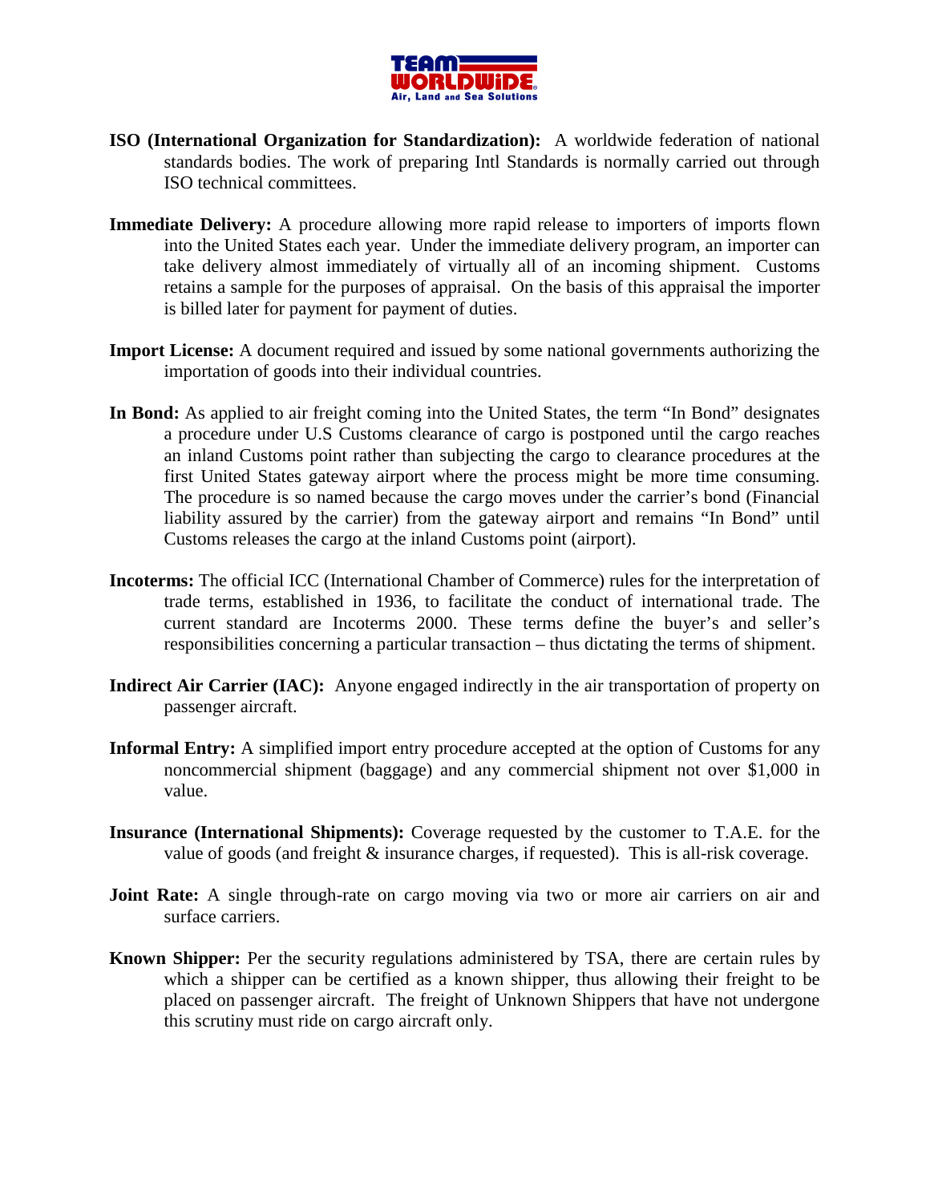**ISO (International Organization for Standardization):** A worldwide federation of national standards bodies. The work of preparing Intl Standards is normally carried out through ISO technical committees.

**Immediate Delivery:** A procedure allowing more rapid release to importers of imports flown into the United States each year. Under the immediate delivery program, an importer can take delivery almost immediately of virtually all of an incoming shipment. Customs retains a sample for the purposes of appraisal. On the basis of this appraisal the importer is billed later for payment for payment of duties.

**Import License:** A document required and issued by some national governments authorizing the importation of goods into their individual countries.

**In Bond:** As applied to air freight coming into the United States, the term "In Bond" designates a procedure under U.S Customs clearance of cargo is postponed until the cargo reaches an inland Customs point rather than subjecting the cargo to clearance procedures at the first United States gateway airport where the process might be more time consuming. The procedure is so named because the cargo moves under the carrier's bond (Financial liability assured by the carrier) from the gateway airport and remains "In Bond" until Customs releases the cargo at the inland Customs point (airport).

**Incoterms:** The official ICC (International Chamber of Commerce) rules for the interpretation of trade terms, established in 1936, to facilitate the conduct of international trade. The current standard are Incoterms 2000. These terms define the buyer's and seller's responsibilities concerning a particular transaction – thus dictating the terms of shipment.

**Indirect Air Carrier (IAC):** Anyone engaged indirectly in the air transportation of property on passenger aircraft.

**Informal Entry:** A simplified import entry procedure accepted at the option of Customs for any noncommercial shipment (baggage) and any commercial shipment not over $1,000 in value.

**Insurance (International Shipments):** Coverage requested by the customer to T.A.E. for the value of goods (and freight & insurance charges, if requested). This is all-risk coverage.

**Joint Rate:** A single through-rate on cargo moving via two or more air carriers on air and surface carriers.

**Known Shipper:** Per the security regulations administered by TSA, there are certain rules by which a shipper can be certified as a known shipper, thus allowing their freight to be placed on passenger aircraft. The freight of Unknown Shippers that have not undergone this scrutiny must ride on cargo aircraft only.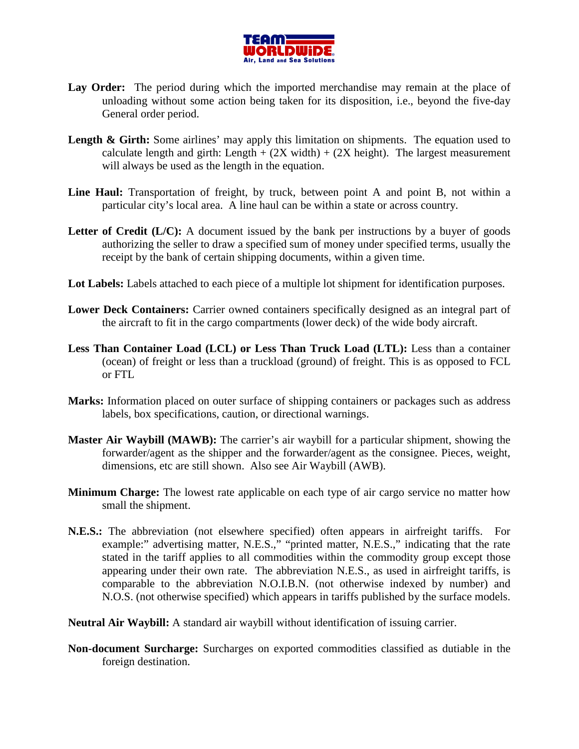**Lay Order:** The period during which the imported merchandise may remain at the place of unloading without some action being taken for its disposition, i.e., beyond the five-day General order period.

**Length & Girth:** Some airlines' may apply this limitation on shipments. The equation used to calculate length and girth: Length + (2X width) + (2X height). The largest measurement will always be used as the length in the equation.

**Line Haul:** Transportation of freight, by truck, between point A and point B, not within a particular city's local area. A line haul can be within a state or across country.

**Letter of Credit (L/C):** A document issued by the bank per instructions by a buyer of goods authorizing the seller to draw a specified sum of money under specified terms, usually the receipt by the bank of certain shipping documents, within a given time.

**Lot Labels:** Labels attached to each piece of a multiple lot shipment for identification purposes.

**Lower Deck Containers:** Carrier owned containers specifically designed as an integral part of the aircraft to fit in the cargo compartments (lower deck) of the wide body aircraft.

**Less Than Container Load (LCL) or Less Than Truck Load (LTL):** Less than a container (ocean) of freight or less than a truckload (ground) of freight. This is as opposed to FCL or FTL

**Marks:** Information placed on outer surface of shipping containers or packages such as address labels, box specifications, caution, or directional warnings.

**Master Air Waybill (MAWB):** The carrier's air waybill for a particular shipment, showing the forwarder/agent as the shipper and the forwarder/agent as the consignee. Pieces, weight, dimensions, etc are still shown. Also see Air Waybill (AWB).

**Minimum Charge:** The lowest rate applicable on each type of air cargo service no matter how small the shipment.

**N.E.S.:** The abbreviation (not elsewhere specified) often appears in airfreight tariffs. For example:" advertising matter, N.E.S.," "printed matter, N.E.S.," indicating that the rate stated in the tariff applies to all commodities within the commodity group except those appearing under their own rate. The abbreviation N.E.S., as used in airfreight tariffs, is comparable to the abbreviation N.O.I.B.N. (not otherwise indexed by number) and N.O.S. (not otherwise specified) which appears in tariffs published by the surface models.

**Neutral Air Waybill:** A standard air waybill without identification of issuing carrier.

**Non-document Surcharge:** Surcharges on exported commodities classified as dutiable in the foreign destination.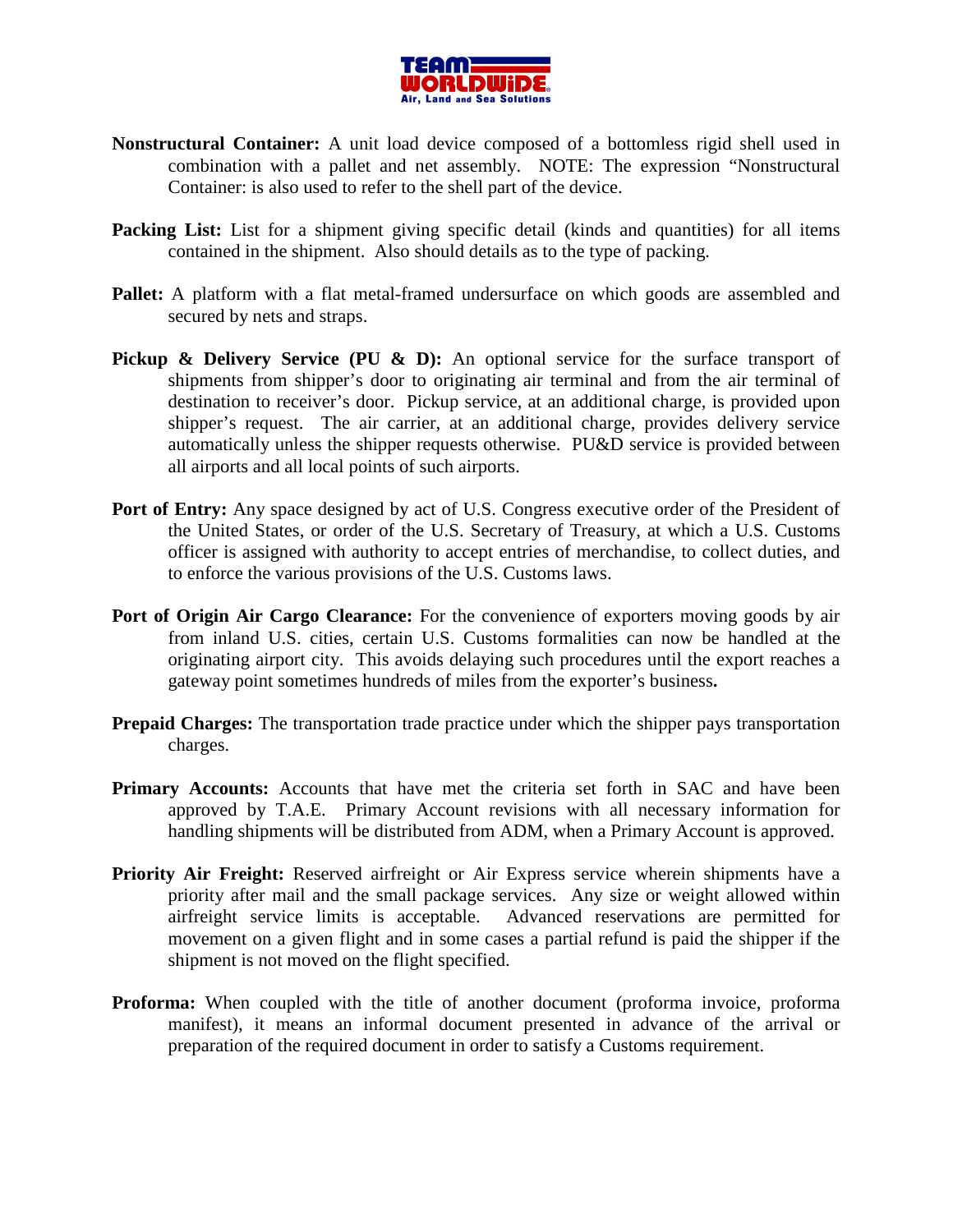**Nonstructural Container:** A unit load device composed of a bottomless rigid shell used in combination with a pallet and net assembly. NOTE: The expression "Nonstructural Container: is also used to refer to the shell part of the device.

**Packing List:** List for a shipment giving specific detail (kinds and quantities) for all items contained in the shipment. Also should details as to the type of packing.

**Pallet:** A platform with a flat metal-framed undersurface on which goods are assembled and secured by nets and straps.

**Pickup & Delivery Service (PU & D):** An optional service for the surface transport of shipments from shipper's door to originating air terminal and from the air terminal of destination to receiver's door. Pickup service, at an additional charge, is provided upon shipper's request. The air carrier, at an additional charge, provides delivery service automatically unless the shipper requests otherwise. PU&D service is provided between all airports and all local points of such airports.

**Port of Entry:** Any space designed by act of U.S. Congress executive order of the President of the United States, or order of the U.S. Secretary of Treasury, at which a U.S. Customs officer is assigned with authority to accept entries of merchandise, to collect duties, and to enforce the various provisions of the U.S. Customs laws.

**Port of Origin Air Cargo Clearance:** For the convenience of exporters moving goods by air from inland U.S. cities, certain U.S. Customs formalities can now be handled at the originating airport city. This avoids delaying such procedures until the export reaches a gateway point sometimes hundreds of miles from the exporter's business**.**

**Prepaid Charges:** The transportation trade practice under which the shipper pays transportation charges.

**Primary Accounts:** Accounts that have met the criteria set forth in SAC and have been approved by T.A.E. Primary Account revisions with all necessary information for handling shipments will be distributed from ADM, when a Primary Account is approved.

**Priority Air Freight:** Reserved airfreight or Air Express service wherein shipments have a priority after mail and the small package services. Any size or weight allowed within airfreight service limits is acceptable. Advanced reservations are permitted for movement on a given flight and in some cases a partial refund is paid the shipper if the shipment is not moved on the flight specified.

**Proforma:** When coupled with the title of another document (proforma invoice, proforma manifest), it means an informal document presented in advance of the arrival or preparation of the required document in order to satisfy a Customs requirement.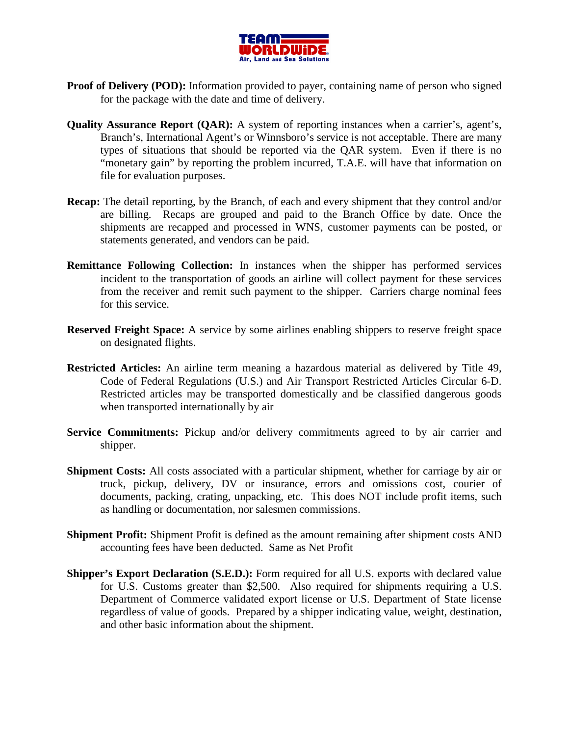**Proof of Delivery (POD):** Information provided to payer, containing name of person who signed for the package with the date and time of delivery.

**Quality Assurance Report (QAR):** A system of reporting instances when a carrier's, agent's, Branch's, International Agent's or Winnsboro's service is not acceptable. There are many types of situations that should be reported via the QAR system. Even if there is no "monetary gain" by reporting the problem incurred, T.A.E. will have that information on file for evaluation purposes.

**Recap:** The detail reporting, by the Branch, of each and every shipment that they control and/or are billing. Recaps are grouped and paid to the Branch Office by date. Once the shipments are recapped and processed in WNS, customer payments can be posted, or statements generated, and vendors can be paid.

**Remittance Following Collection:** In instances when the shipper has performed services incident to the transportation of goods an airline will collect payment for these services from the receiver and remit such payment to the shipper. Carriers charge nominal fees for this service.

**Reserved Freight Space:** A service by some airlines enabling shippers to reserve freight space on designated flights.

**Restricted Articles:** An airline term meaning a hazardous material as delivered by Title 49, Code of Federal Regulations (U.S.) and Air Transport Restricted Articles Circular 6-D. Restricted articles may be transported domestically and be classified dangerous goods when transported internationally by air

**Service Commitments:** Pickup and/or delivery commitments agreed to by air carrier and shipper.

**Shipment Costs:** All costs associated with a particular shipment, whether for carriage by air or truck, pickup, delivery, DV or insurance, errors and omissions cost, courier of documents, packing, crating, unpacking, etc. This does NOT include profit items, such as handling or documentation, nor salesmen commissions.

**Shipment Profit:** Shipment Profit is defined as the amount remaining after shipment costs AND accounting fees have been deducted. Same as Net Profit

**Shipper's Export Declaration (S.E.D.):** Form required for all U.S. exports with declared value for U.S. Customs greater than $2,500. Also required for shipments requiring a U.S. Department of Commerce validated export license or U.S. Department of State license regardless of value of goods. Prepared by a shipper indicating value, weight, destination, and other basic information about the shipment.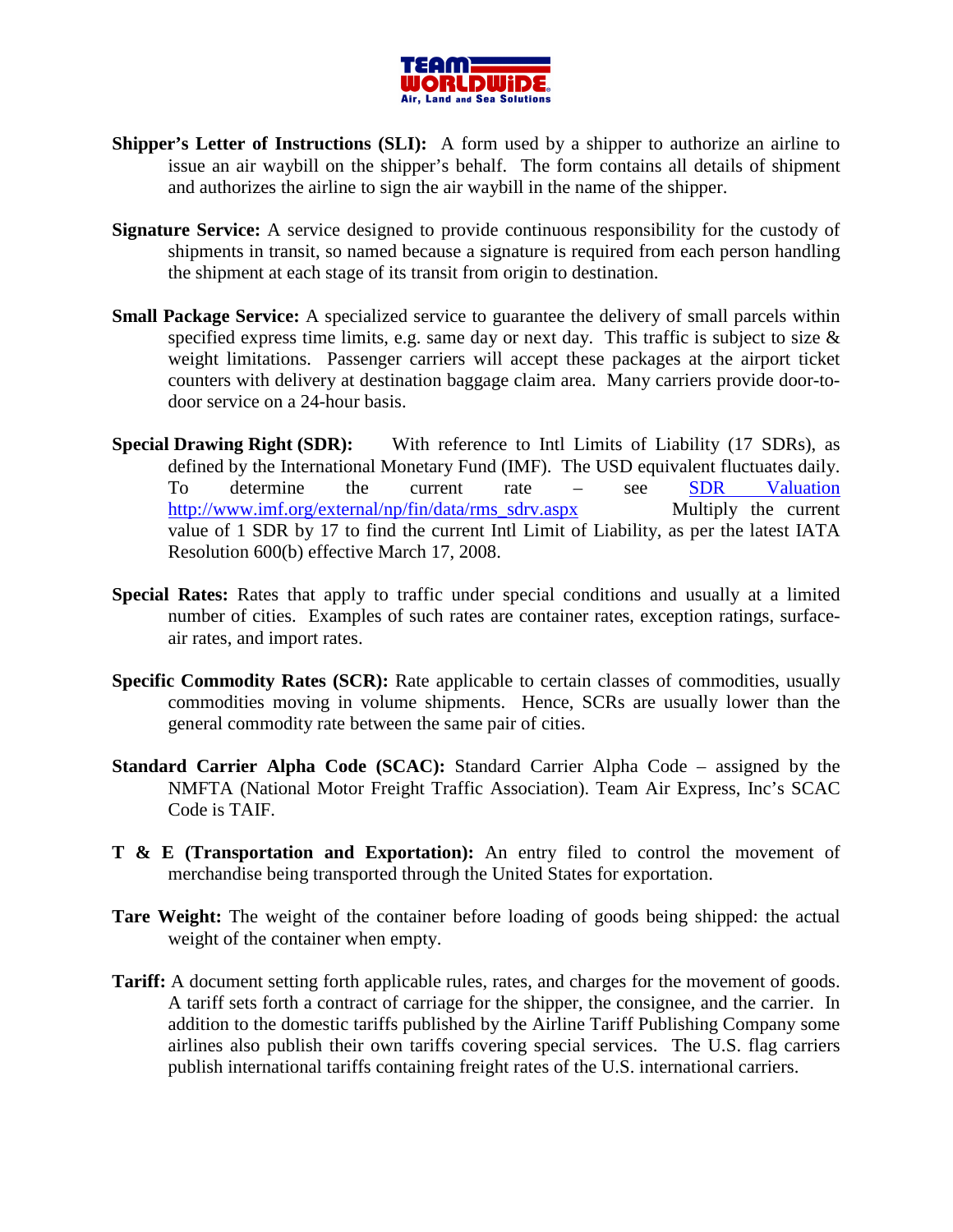**Shipper's Letter of Instructions (SLI):** A form used by a shipper to authorize an airline to issue an air waybill on the shipper's behalf. The form contains all details of shipment and authorizes the airline to sign the air waybill in the name of the shipper.

**Signature Service:** A service designed to provide continuous responsibility for the custody of shipments in transit, so named because a signature is required from each person handling the shipment at each stage of its transit from origin to destination.

**Small Package Service:** A specialized service to guarantee the delivery of small parcels within specified express time limits, e.g. same day or next day. This traffic is subject to size & weight limitations. Passenger carriers will accept these packages at the airport ticket counters with delivery at destination baggage claim area. Many carriers provide door-to-door service on a 24-hour basis.

**Special Drawing Right (SDR):** With reference to Intl Limits of Liability (17 SDRs), as defined by the International Monetary Fund (IMF). The USD equivalent fluctuates daily. To determine the current rate – see [SDR Valuation](http://www.imf.org/external/np/fin/data/rms_sdrv.aspx) [http://www.imf.org/external/np/fin/data/rms_sdrv.aspx](http://www.imf.org/external/np/fin/data/rms_sdrv.aspx) Multiply the current value of 1 SDR by 17 to find the current Intl Limit of Liability, as per the latest IATA Resolution 600(b) effective March 17, 2008.

**Special Rates:** Rates that apply to traffic under special conditions and usually at a limited number of cities. Examples of such rates are container rates, exception ratings, surface-air rates, and import rates.

**Specific Commodity Rates (SCR):** Rate applicable to certain classes of commodities, usually commodities moving in volume shipments. Hence, SCRs are usually lower than the general commodity rate between the same pair of cities.

**Standard Carrier Alpha Code (SCAC):** Standard Carrier Alpha Code – assigned by the NMFTA (National Motor Freight Traffic Association). Team Air Express, Inc's SCAC Code is TAIF.

**T & E (Transportation and Exportation):** An entry filed to control the movement of merchandise being transported through the United States for exportation.

**Tare Weight:** The weight of the container before loading of goods being shipped: the actual weight of the container when empty.

**Tariff:** A document setting forth applicable rules, rates, and charges for the movement of goods. A tariff sets forth a contract of carriage for the shipper, the consignee, and the carrier. In addition to the domestic tariffs published by the Airline Tariff Publishing Company some airlines also publish their own tariffs covering special services. The U.S. flag carriers publish international tariffs containing freight rates of the U.S. international carriers.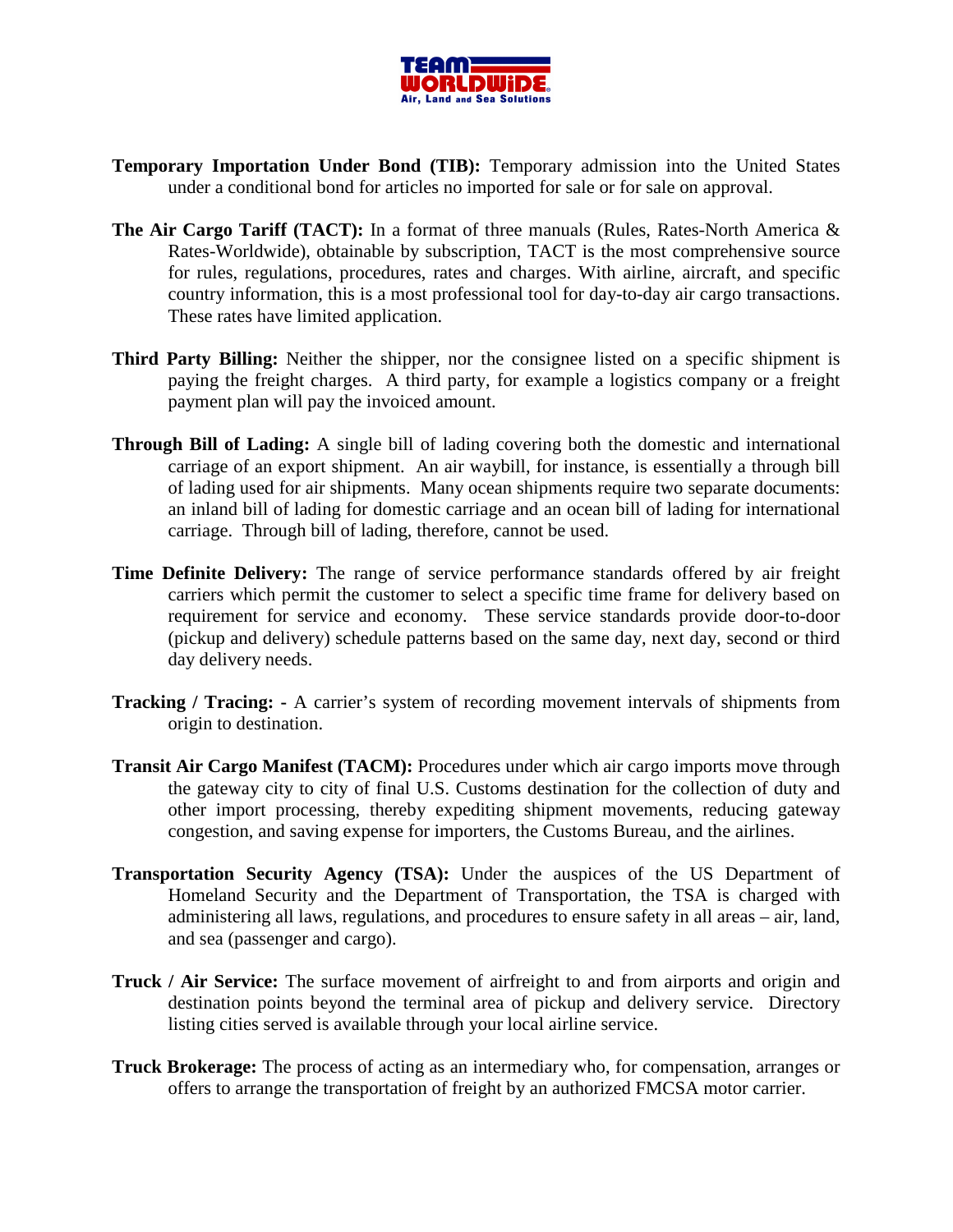**Temporary Importation Under Bond (TIB):** Temporary admission into the United States under a conditional bond for articles no imported for sale or for sale on approval.

**The Air Cargo Tariff (TACT):** In a format of three manuals (Rules, Rates-North America & Rates-Worldwide), obtainable by subscription, TACT is the most comprehensive source for rules, regulations, procedures, rates and charges. With airline, aircraft, and specific country information, this is a most professional tool for day-to-day air cargo transactions. These rates have limited application.

**Third Party Billing:** Neither the shipper, nor the consignee listed on a specific shipment is paying the freight charges. A third party, for example a logistics company or a freight payment plan will pay the invoiced amount.

**Through Bill of Lading:** A single bill of lading covering both the domestic and international carriage of an export shipment. An air waybill, for instance, is essentially a through bill of lading used for air shipments. Many ocean shipments require two separate documents: an inland bill of lading for domestic carriage and an ocean bill of lading for international carriage. Through bill of lading, therefore, cannot be used.

**Time Definite Delivery:** The range of service performance standards offered by air freight carriers which permit the customer to select a specific time frame for delivery based on requirement for service and economy. These service standards provide door-to-door (pickup and delivery) schedule patterns based on the same day, next day, second or third day delivery needs.

**Tracking / Tracing: -** A carrier's system of recording movement intervals of shipments from origin to destination.

**Transit Air Cargo Manifest (TACM):** Procedures under which air cargo imports move through the gateway city to city of final U.S. Customs destination for the collection of duty and other import processing, thereby expediting shipment movements, reducing gateway congestion, and saving expense for importers, the Customs Bureau, and the airlines.

**Transportation Security Agency (TSA):** Under the auspices of the US Department of Homeland Security and the Department of Transportation, the TSA is charged with administering all laws, regulations, and procedures to ensure safety in all areas – air, land, and sea (passenger and cargo).

**Truck / Air Service:** The surface movement of airfreight to and from airports and origin and destination points beyond the terminal area of pickup and delivery service. Directory listing cities served is available through your local airline service.

**Truck Brokerage:** The process of acting as an intermediary who, for compensation, arranges or offers to arrange the transportation of freight by an authorized FMCSA motor carrier.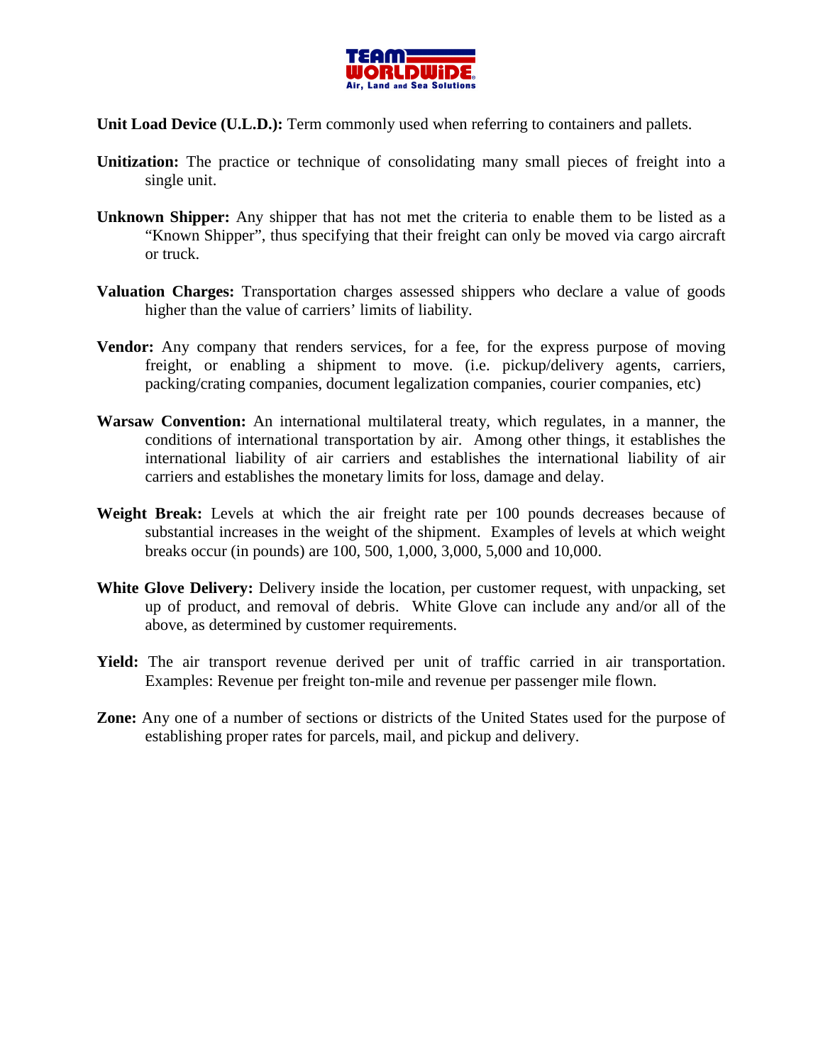**Unit Load Device (U.L.D.):** Term commonly used when referring to containers and pallets.

**Unitization:** The practice or technique of consolidating many small pieces of freight into a single unit.

**Unknown Shipper:** Any shipper that has not met the criteria to enable them to be listed as a "Known Shipper", thus specifying that their freight can only be moved via cargo aircraft or truck.

**Valuation Charges:** Transportation charges assessed shippers who declare a value of goods higher than the value of carriers' limits of liability.

**Vendor:** Any company that renders services, for a fee, for the express purpose of moving freight, or enabling a shipment to move. (i.e. pickup/delivery agents, carriers, packing/crating companies, document legalization companies, courier companies, etc)

**Warsaw Convention:** An international multilateral treaty, which regulates, in a manner, the conditions of international transportation by air. Among other things, it establishes the international liability of air carriers and establishes the international liability of air carriers and establishes the monetary limits for loss, damage and delay.

**Weight Break:** Levels at which the air freight rate per 100 pounds decreases because of substantial increases in the weight of the shipment. Examples of levels at which weight breaks occur (in pounds) are 100, 500, 1,000, 3,000, 5,000 and 10,000.

**White Glove Delivery:** Delivery inside the location, per customer request, with unpacking, set up of product, and removal of debris. White Glove can include any and/or all of the above, as determined by customer requirements.

**Yield:** The air transport revenue derived per unit of traffic carried in air transportation. Examples: Revenue per freight ton-mile and revenue per passenger mile flown.

**Zone:** Any one of a number of sections or districts of the United States used for the purpose of establishing proper rates for parcels, mail, and pickup and delivery.